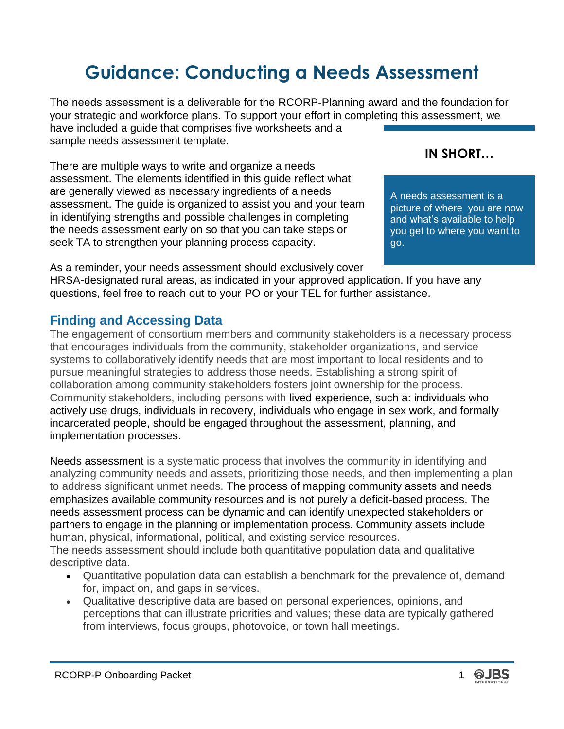# Guidance: Conducting a Needs Assessment

The needs assessment is a deliverable for the RCORP-Planning award and the foundation for your strategic and workforce plans. To support your effort in completing this assessment, we have included a guide that comprises five worksheets and a sample needs assessment template.

There are multiple ways to write and organize a needs assessment. The elements identified in this guide reflect what are generally viewed as necessary ingredients of a needs assessment. The guide is organized to assist you and your team in identifying strengths and possible challenges in completing the needs assessment early on so that you can take steps or seek TA to strengthen your planning process capacity.

> **IN SHORT…**
>
> A needs assessment is a picture of where you are now and what's available to help you get to where you want to go.

As a reminder, your needs assessment should exclusively cover HRSA-designated rural areas, as indicated in your approved application. If you have any questions, feel free to reach out to your PO or your TEL for further assistance.

## Finding and Accessing Data

The engagement of consortium members and community stakeholders is a necessary process that encourages individuals from the community, stakeholder organizations, and service systems to collaboratively identify needs that are most important to local residents and to pursue meaningful strategies to address those needs. Establishing a strong spirit of collaboration among community stakeholders fosters joint ownership for the process. Community stakeholders, including persons with lived experience, such a: individuals who actively use drugs, individuals in recovery, individuals who engage in sex work, and formally incarcerated people, should be engaged throughout the assessment, planning, and implementation processes.

Needs assessment is a systematic process that involves the community in identifying and analyzing community needs and assets, prioritizing those needs, and then implementing a plan to address significant unmet needs. The process of mapping community assets and needs emphasizes available community resources and is not purely a deficit-based process. The needs assessment process can be dynamic and can identify unexpected stakeholders or partners to engage in the planning or implementation process. Community assets include human, physical, informational, political, and existing service resources.

The needs assessment should include both quantitative population data and qualitative descriptive data.

- Quantitative population data can establish a benchmark for the prevalence of, demand for, impact on, and gaps in services.
- Qualitative descriptive data are based on personal experiences, opinions, and perceptions that can illustrate priorities and values; these data are typically gathered from interviews, focus groups, photovoice, or town hall meetings.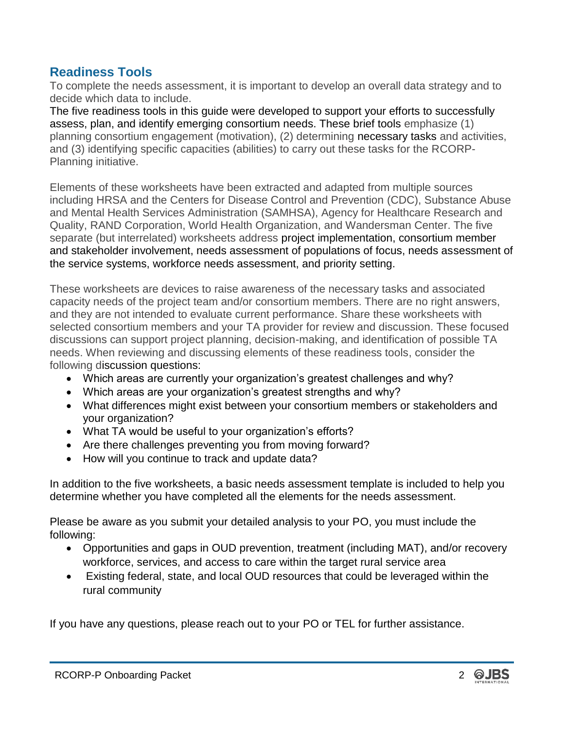## Readiness Tools

To complete the needs assessment, it is important to develop an overall data strategy and to decide which data to include.

The five readiness tools in this guide were developed to support your efforts to successfully assess, plan, and identify emerging consortium needs. These brief tools emphasize (1) planning consortium engagement (motivation), (2) determining necessary tasks and activities, and (3) identifying specific capacities (abilities) to carry out these tasks for the RCORP-Planning initiative.

Elements of these worksheets have been extracted and adapted from multiple sources including HRSA and the Centers for Disease Control and Prevention (CDC), Substance Abuse and Mental Health Services Administration (SAMHSA), Agency for Healthcare Research and Quality, RAND Corporation, World Health Organization, and Wandersman Center. The five separate (but interrelated) worksheets address project implementation, consortium member and stakeholder involvement, needs assessment of populations of focus, needs assessment of the service systems, workforce needs assessment, and priority setting.

These worksheets are devices to raise awareness of the necessary tasks and associated capacity needs of the project team and/or consortium members. There are no right answers, and they are not intended to evaluate current performance. Share these worksheets with selected consortium members and your TA provider for review and discussion. These focused discussions can support project planning, decision-making, and identification of possible TA needs. When reviewing and discussing elements of these readiness tools, consider the following discussion questions:

- Which areas are currently your organization's greatest challenges and why?
- Which areas are your organization's greatest strengths and why?
- What differences might exist between your consortium members or stakeholders and your organization?
- What TA would be useful to your organization's efforts?
- Are there challenges preventing you from moving forward?
- How will you continue to track and update data?

In addition to the five worksheets, a basic needs assessment template is included to help you determine whether you have completed all the elements for the needs assessment.

Please be aware as you submit your detailed analysis to your PO, you must include the following:

- Opportunities and gaps in OUD prevention, treatment (including MAT), and/or recovery workforce, services, and access to care within the target rural service area
- Existing federal, state, and local OUD resources that could be leveraged within the rural community

If you have any questions, please reach out to your PO or TEL for further assistance.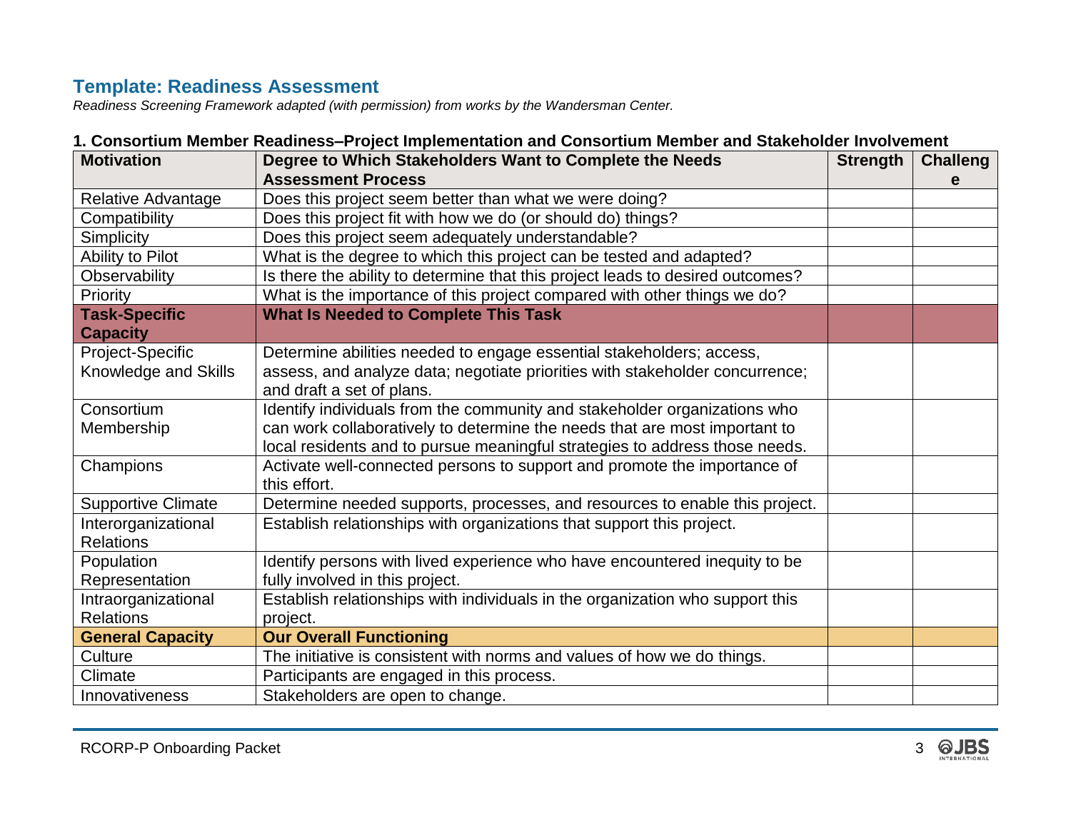## Template: Readiness Assessment

*Readiness Screening Framework adapted (with permission) from works by the Wandersman Center.*

### 1. Consortium Member Readiness–Project Implementation and Consortium Member and Stakeholder Involvement

| Motivation | Degree to Which Stakeholders Want to Complete the Needs Assessment Process | Strength | Challenge |
|---|---|---|---|
| Relative Advantage | Does this project seem better than what we were doing? | | |
| Compatibility | Does this project fit with how we do (or should do) things? | | |
| Simplicity | Does this project seem adequately understandable? | | |
| Ability to Pilot | What is the degree to which this project can be tested and adapted? | | |
| Observability | Is there the ability to determine that this project leads to desired outcomes? | | |
| Priority | What is the importance of this project compared with other things we do? | | |
| **Task-Specific Capacity** | **What Is Needed to Complete This Task** | | |
| Project-Specific Knowledge and Skills | Determine abilities needed to engage essential stakeholders; access, assess, and analyze data; negotiate priorities with stakeholder concurrence; and draft a set of plans. | | |
| Consortium Membership | Identify individuals from the community and stakeholder organizations who can work collaboratively to determine the needs that are most important to local residents and to pursue meaningful strategies to address those needs. | | |
| Champions | Activate well-connected persons to support and promote the importance of this effort. | | |
| Supportive Climate | Determine needed supports, processes, and resources to enable this project. | | |
| Interorganizational Relations | Establish relationships with organizations that support this project. | | |
| Population Representation | Identify persons with lived experience who have encountered inequity to be fully involved in this project. | | |
| Intraorganizational Relations | Establish relationships with individuals in the organization who support this project. | | |
| **General Capacity** | **Our Overall Functioning** | | |
| Culture | The initiative is consistent with norms and values of how we do things. | | |
| Climate | Participants are engaged in this process. | | |
| Innovativeness | Stakeholders are open to change. | | |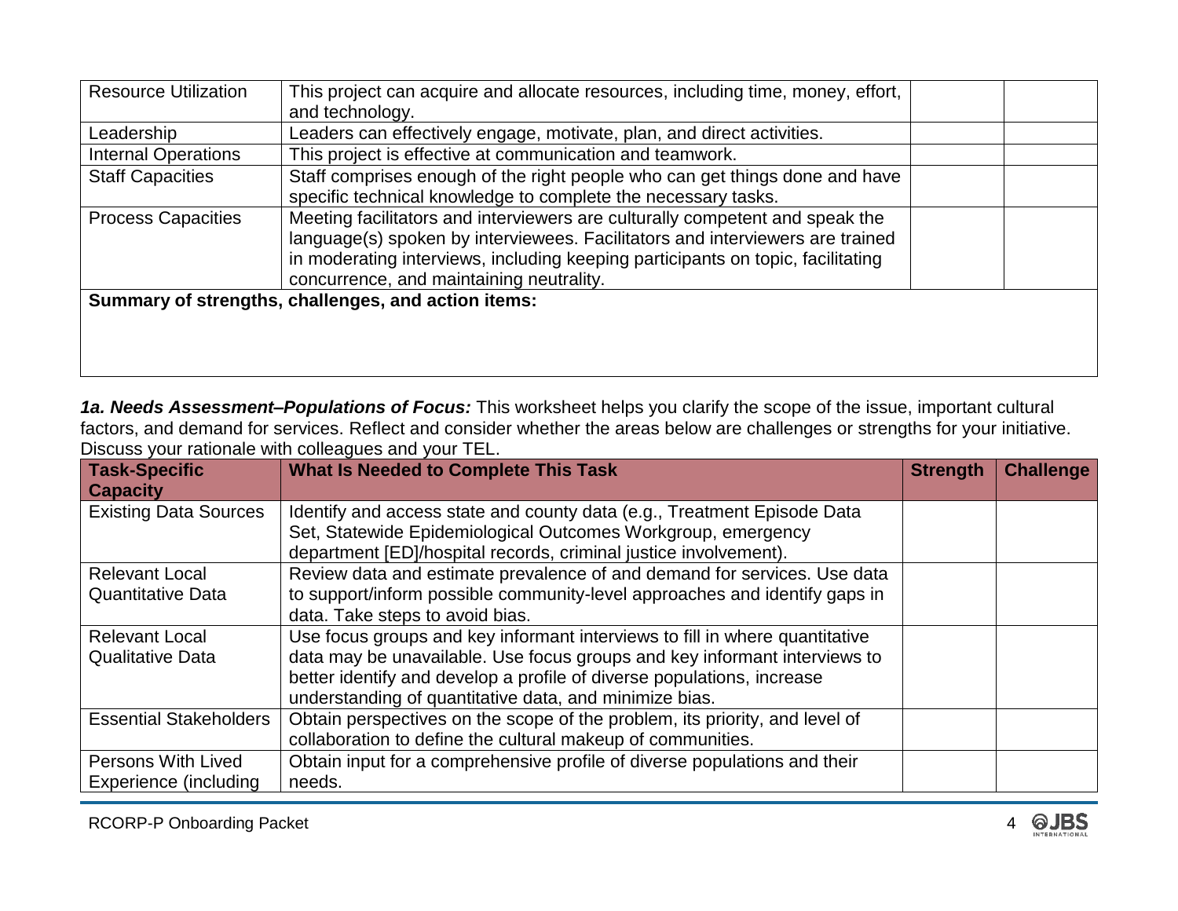| | | | |
|---|---|---|---|
| Resource Utilization | This project can acquire and allocate resources, including time, money, effort, and technology. | | |
| Leadership | Leaders can effectively engage, motivate, plan, and direct activities. | | |
| Internal Operations | This project is effective at communication and teamwork. | | |
| Staff Capacities | Staff comprises enough of the right people who can get things done and have specific technical knowledge to complete the necessary tasks. | | |
| Process Capacities | Meeting facilitators and interviewers are culturally competent and speak the language(s) spoken by interviewees. Facilitators and interviewers are trained in moderating interviews, including keeping participants on topic, facilitating concurrence, and maintaining neutrality. | | |
| **Summary of strengths, challenges, and action items:** | | | |

***1a. Needs Assessment–Populations of Focus:*** This worksheet helps you clarify the scope of the issue, important cultural factors, and demand for services. Reflect and consider whether the areas below are challenges or strengths for your initiative. Discuss your rationale with colleagues and your TEL.

| Task-Specific Capacity | What Is Needed to Complete This Task | Strength | Challenge |
|---|---|---|---|
| Existing Data Sources | Identify and access state and county data (e.g., Treatment Episode Data Set, Statewide Epidemiological Outcomes Workgroup, emergency department [ED]/hospital records, criminal justice involvement). | | |
| Relevant Local Quantitative Data | Review data and estimate prevalence of and demand for services. Use data to support/inform possible community-level approaches and identify gaps in data. Take steps to avoid bias. | | |
| Relevant Local Qualitative Data | Use focus groups and key informant interviews to fill in where quantitative data may be unavailable. Use focus groups and key informant interviews to better identify and develop a profile of diverse populations, increase understanding of quantitative data, and minimize bias. | | |
| Essential Stakeholders | Obtain perspectives on the scope of the problem, its priority, and level of collaboration to define the cultural makeup of communities. | | |
| Persons With Lived Experience (including | Obtain input for a comprehensive profile of diverse populations and their needs. | | |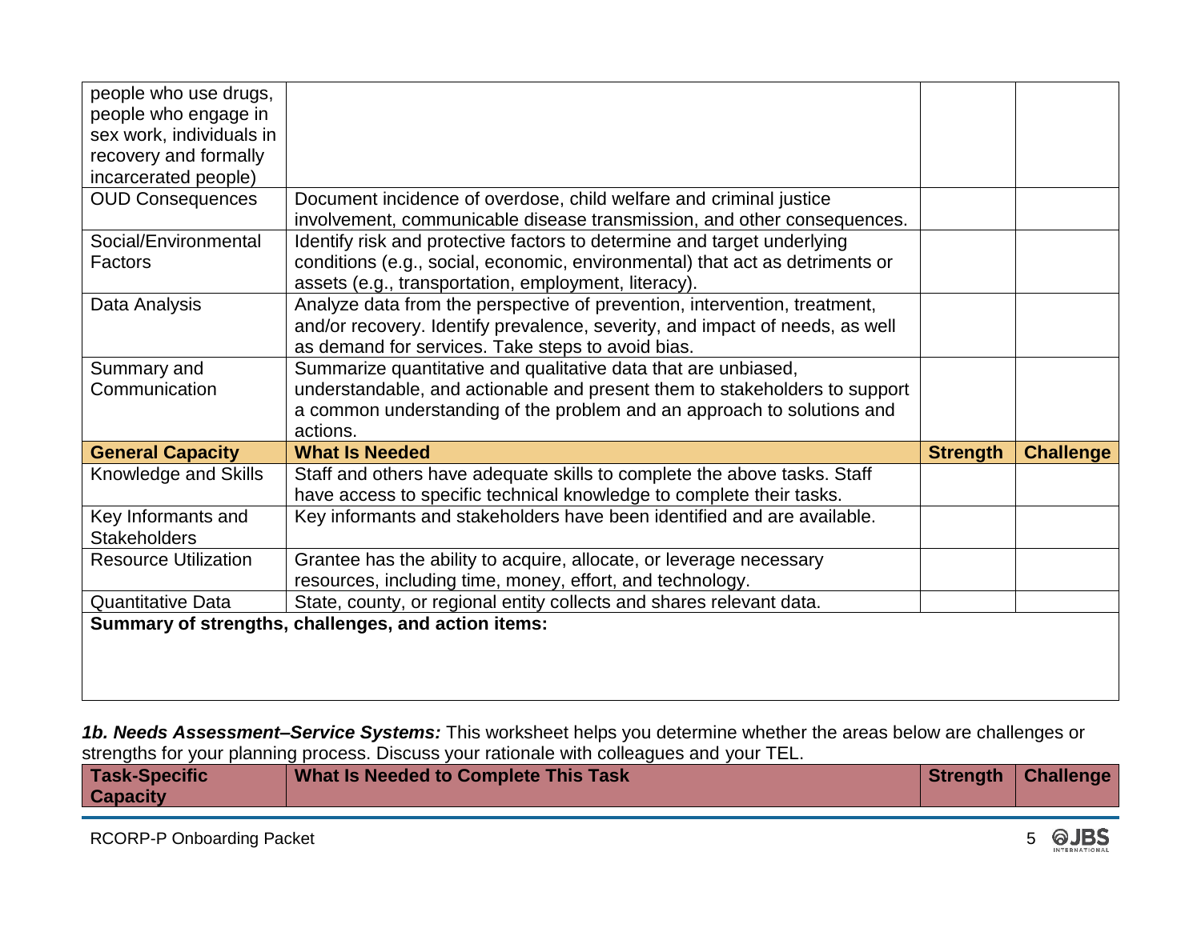| | | | |
|---|---|---|---|
| people who use drugs, people who engage in sex work, individuals in recovery and formally incarcerated people) | | | |
| OUD Consequences | Document incidence of overdose, child welfare and criminal justice involvement, communicable disease transmission, and other consequences. | | |
| Social/Environmental Factors | Identify risk and protective factors to determine and target underlying conditions (e.g., social, economic, environmental) that act as detriments or assets (e.g., transportation, employment, literacy). | | |
| Data Analysis | Analyze data from the perspective of prevention, intervention, treatment, and/or recovery. Identify prevalence, severity, and impact of needs, as well as demand for services. Take steps to avoid bias. | | |
| Summary and Communication | Summarize quantitative and qualitative data that are unbiased, understandable, and actionable and present them to stakeholders to support a common understanding of the problem and an approach to solutions and actions. | | |
| **General Capacity** | **What Is Needed** | **Strength** | **Challenge** |
| Knowledge and Skills | Staff and others have adequate skills to complete the above tasks. Staff have access to specific technical knowledge to complete their tasks. | | |
| Key Informants and Stakeholders | Key informants and stakeholders have been identified and are available. | | |
| Resource Utilization | Grantee has the ability to acquire, allocate, or leverage necessary resources, including time, money, effort, and technology. | | |
| Quantitative Data | State, county, or regional entity collects and shares relevant data. | | |
| **Summary of strengths, challenges, and action items:** | | | |

***1b. Needs Assessment–Service Systems:*** This worksheet helps you determine whether the areas below are challenges or strengths for your planning process. Discuss your rationale with colleagues and your TEL.

| Task-Specific Capacity | What Is Needed to Complete This Task | Strength | Challenge |
|---|---|---|---|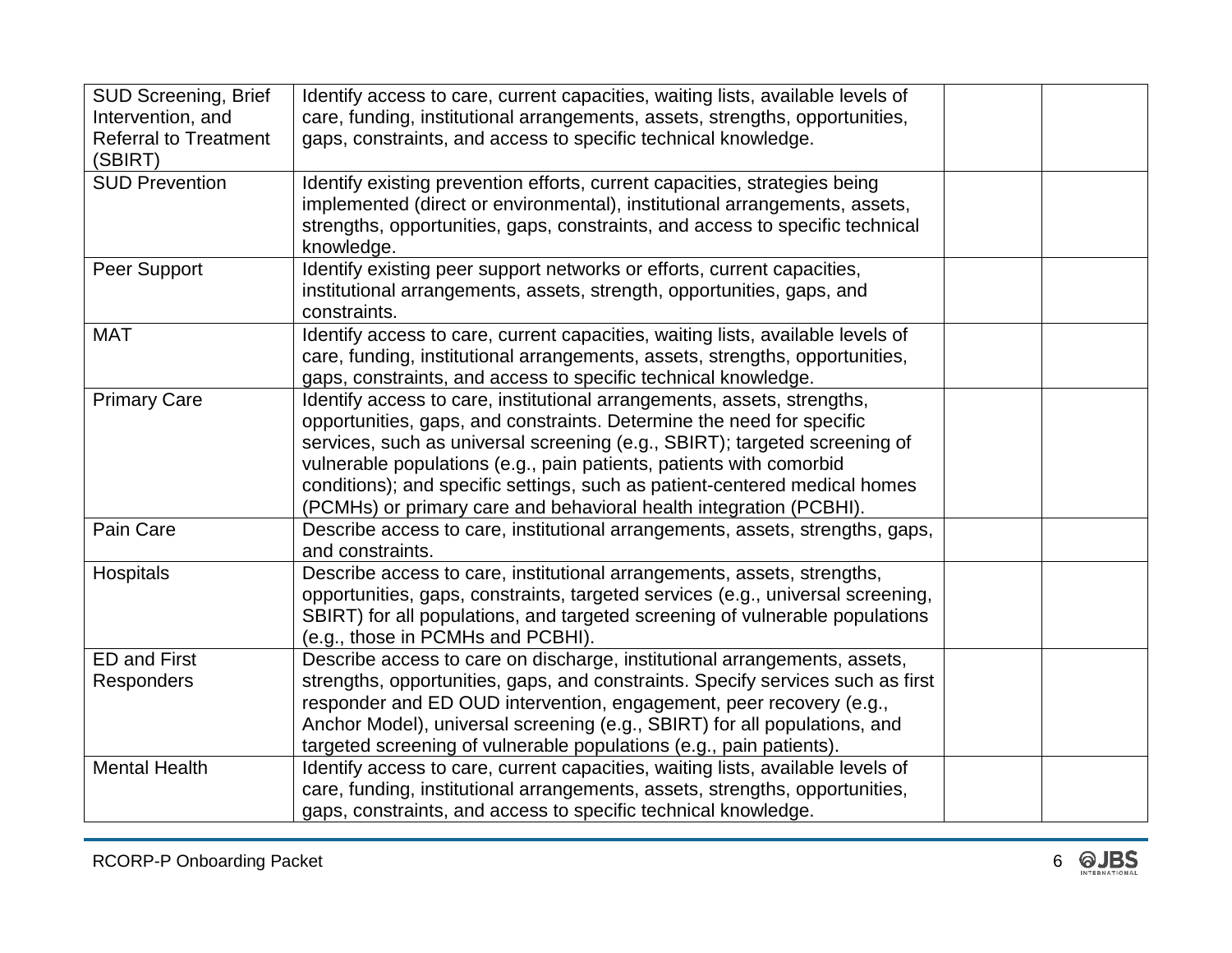| | | | |
|---|---|---|---|
| SUD Screening, Brief Intervention, and Referral to Treatment (SBIRT) | Identify access to care, current capacities, waiting lists, available levels of care, funding, institutional arrangements, assets, strengths, opportunities, gaps, constraints, and access to specific technical knowledge. | | |
| SUD Prevention | Identify existing prevention efforts, current capacities, strategies being implemented (direct or environmental), institutional arrangements, assets, strengths, opportunities, gaps, constraints, and access to specific technical knowledge. | | |
| Peer Support | Identify existing peer support networks or efforts, current capacities, institutional arrangements, assets, strength, opportunities, gaps, and constraints. | | |
| MAT | Identify access to care, current capacities, waiting lists, available levels of care, funding, institutional arrangements, assets, strengths, opportunities, gaps, constraints, and access to specific technical knowledge. | | |
| Primary Care | Identify access to care, institutional arrangements, assets, strengths, opportunities, gaps, and constraints. Determine the need for specific services, such as universal screening (e.g., SBIRT); targeted screening of vulnerable populations (e.g., pain patients, patients with comorbid conditions); and specific settings, such as patient-centered medical homes (PCMHs) or primary care and behavioral health integration (PCBHI). | | |
| Pain Care | Describe access to care, institutional arrangements, assets, strengths, gaps, and constraints. | | |
| Hospitals | Describe access to care, institutional arrangements, assets, strengths, opportunities, gaps, constraints, targeted services (e.g., universal screening, SBIRT) for all populations, and targeted screening of vulnerable populations (e.g., those in PCMHs and PCBHI). | | |
| ED and First Responders | Describe access to care on discharge, institutional arrangements, assets, strengths, opportunities, gaps, and constraints. Specify services such as first responder and ED OUD intervention, engagement, peer recovery (e.g., Anchor Model), universal screening (e.g., SBIRT) for all populations, and targeted screening of vulnerable populations (e.g., pain patients). | | |
| Mental Health | Identify access to care, current capacities, waiting lists, available levels of care, funding, institutional arrangements, assets, strengths, opportunities, gaps, constraints, and access to specific technical knowledge. | | |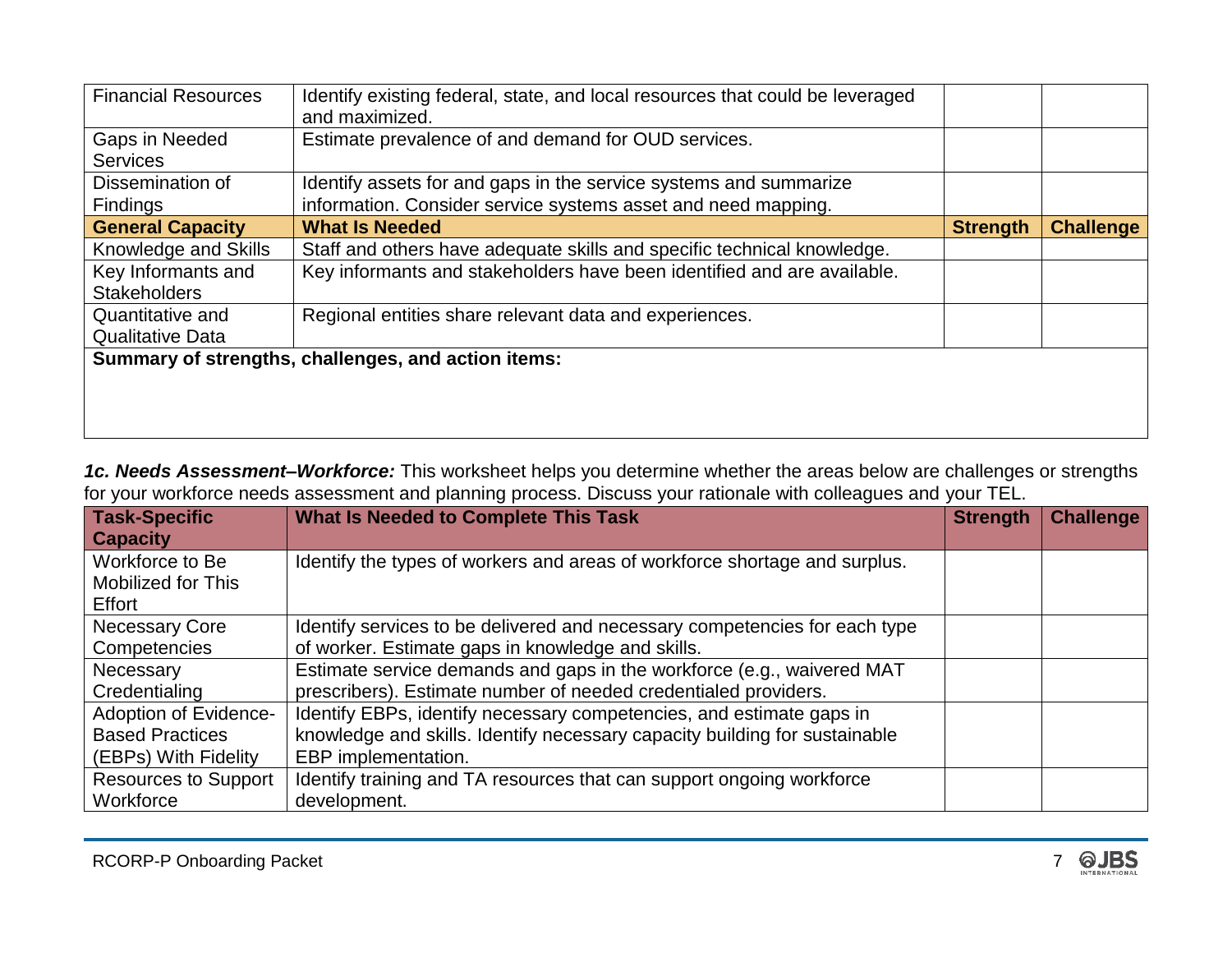| Financial Resources | Identify existing federal, state, and local resources that could be leveraged and maximized. | | |
|---|---|---|---|
| Gaps in Needed Services | Estimate prevalence of and demand for OUD services. | | |
| Dissemination of Findings | Identify assets for and gaps in the service systems and summarize information. Consider service systems asset and need mapping. | | |
| **General Capacity** | **What Is Needed** | **Strength** | **Challenge** |
| Knowledge and Skills | Staff and others have adequate skills and specific technical knowledge. | | |
| Key Informants and Stakeholders | Key informants and stakeholders have been identified and are available. | | |
| Quantitative and Qualitative Data | Regional entities share relevant data and experiences. | | |
| **Summary of strengths, challenges, and action items:** | | | |

***1c. Needs Assessment–Workforce:*** This worksheet helps you determine whether the areas below are challenges or strengths for your workforce needs assessment and planning process. Discuss your rationale with colleagues and your TEL.

| Task-Specific Capacity | What Is Needed to Complete This Task | Strength | Challenge |
|---|---|---|---|
| Workforce to Be Mobilized for This Effort | Identify the types of workers and areas of workforce shortage and surplus. | | |
| Necessary Core Competencies | Identify services to be delivered and necessary competencies for each type of worker. Estimate gaps in knowledge and skills. | | |
| Necessary Credentialing | Estimate service demands and gaps in the workforce (e.g., waivered MAT prescribers). Estimate number of needed credentialed providers. | | |
| Adoption of Evidence-Based Practices (EBPs) With Fidelity | Identify EBPs, identify necessary competencies, and estimate gaps in knowledge and skills. Identify necessary capacity building for sustainable EBP implementation. | | |
| Resources to Support Workforce | Identify training and TA resources that can support ongoing workforce development. | | |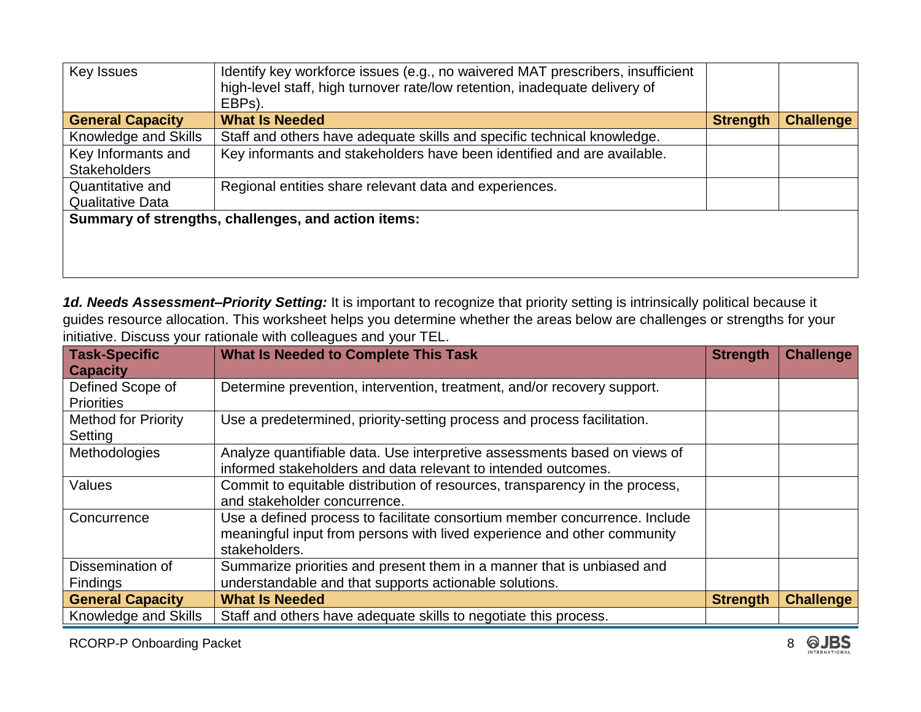| Key Issues | Identify key workforce issues (e.g., no waivered MAT prescribers, insufficient high-level staff, high turnover rate/low retention, inadequate delivery of EBPs). | | |
|---|---|---|---|
| **General Capacity** | **What Is Needed** | **Strength** | **Challenge** |
| Knowledge and Skills | Staff and others have adequate skills and specific technical knowledge. | | |
| Key Informants and Stakeholders | Key informants and stakeholders have been identified and are available. | | |
| Quantitative and Qualitative Data | Regional entities share relevant data and experiences. | | |
| **Summary of strengths, challenges, and action items:** | | | |

***1d. Needs Assessment–Priority Setting:*** It is important to recognize that priority setting is intrinsically political because it guides resource allocation. This worksheet helps you determine whether the areas below are challenges or strengths for your initiative. Discuss your rationale with colleagues and your TEL.

| Task-Specific Capacity | What Is Needed to Complete This Task | Strength | Challenge |
|---|---|---|---|
| Defined Scope of Priorities | Determine prevention, intervention, treatment, and/or recovery support. | | |
| Method for Priority Setting | Use a predetermined, priority-setting process and process facilitation. | | |
| Methodologies | Analyze quantifiable data. Use interpretive assessments based on views of informed stakeholders and data relevant to intended outcomes. | | |
| Values | Commit to equitable distribution of resources, transparency in the process, and stakeholder concurrence. | | |
| Concurrence | Use a defined process to facilitate consortium member concurrence. Include meaningful input from persons with lived experience and other community stakeholders. | | |
| Dissemination of Findings | Summarize priorities and present them in a manner that is unbiased and understandable and that supports actionable solutions. | | |
| **General Capacity** | **What Is Needed** | **Strength** | **Challenge** |
| Knowledge and Skills | Staff and others have adequate skills to negotiate this process. | | |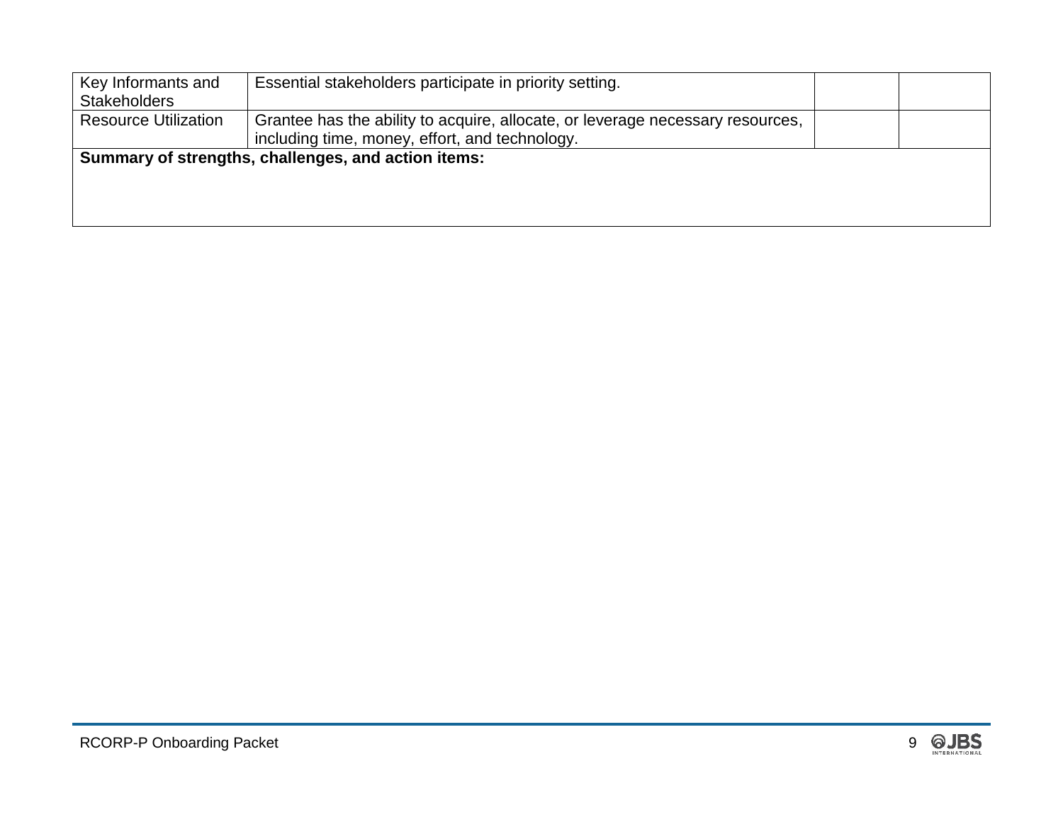| | | | |
|---|---|---|---|
| Key Informants and Stakeholders | Essential stakeholders participate in priority setting. | | |
| Resource Utilization | Grantee has the ability to acquire, allocate, or leverage necessary resources, including time, money, effort, and technology. | | |
| **Summary of strengths, challenges, and action items:** | | | |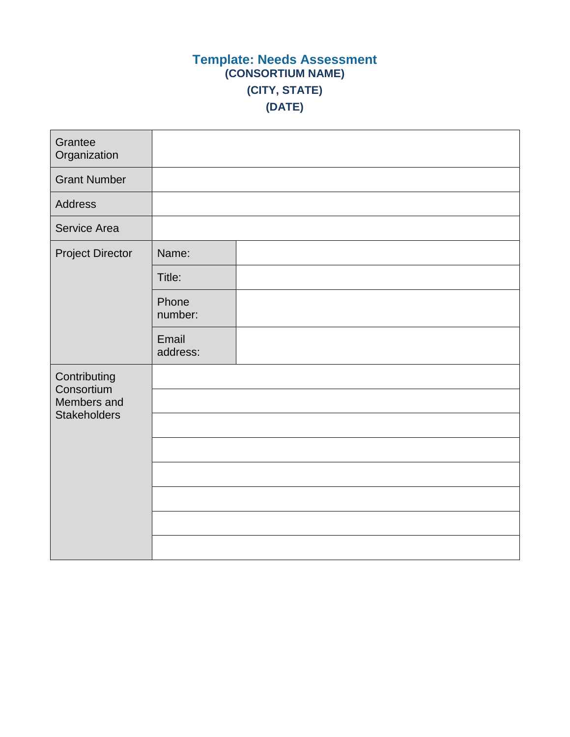# Template: Needs Assessment

**(CONSORTIUM NAME)**

**(CITY, STATE)**

**(DATE)**

| | | |
|---|---|---|
| Grantee Organization | | |
| Grant Number | | |
| Address | | |
| Service Area | | |
| Project Director | Name: | |
| | Title: | |
| | Phone number: | |
| | Email address: | |
| Contributing Consortium Members and Stakeholders | | |
| | | |
| | | |
| | | |
| | | |
| | | |
| | | |
| | | |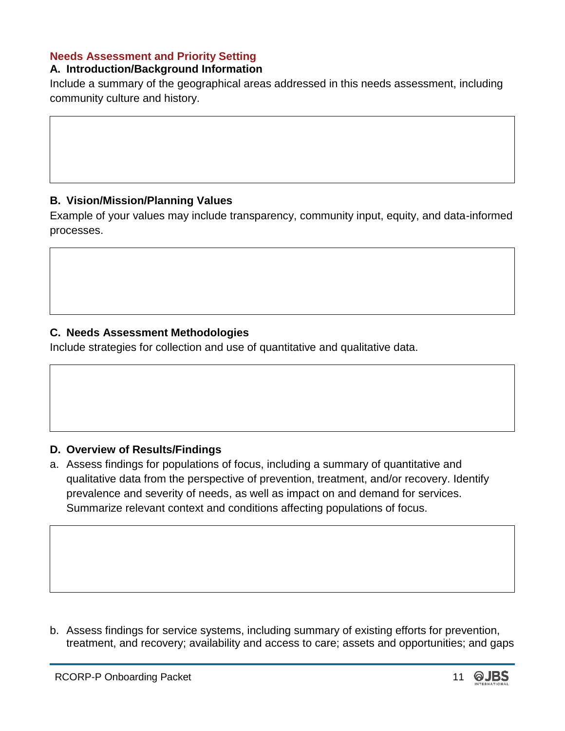## Needs Assessment and Priority Setting

### A. Introduction/Background Information

Include a summary of the geographical areas addressed in this needs assessment, including community culture and history.

### B. Vision/Mission/Planning Values

Example of your values may include transparency, community input, equity, and data-informed processes.

### C. Needs Assessment Methodologies

Include strategies for collection and use of quantitative and qualitative data.

### D. Overview of Results/Findings

a. Assess findings for populations of focus, including a summary of quantitative and qualitative data from the perspective of prevention, treatment, and/or recovery. Identify prevalence and severity of needs, as well as impact on and demand for services. Summarize relevant context and conditions affecting populations of focus.

b. Assess findings for service systems, including summary of existing efforts for prevention, treatment, and recovery; availability and access to care; assets and opportunities; and gaps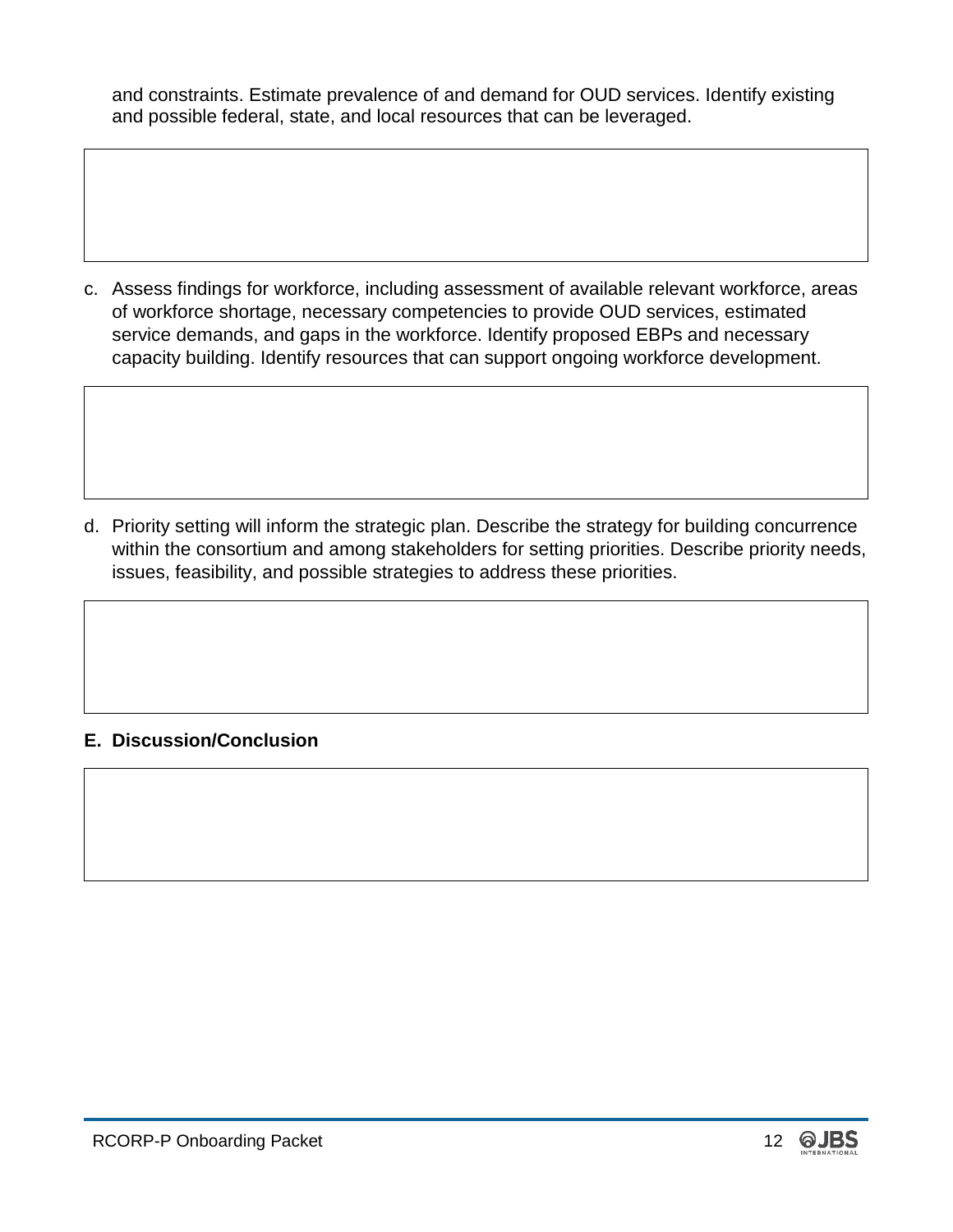and constraints. Estimate prevalence of and demand for OUD services. Identify existing and possible federal, state, and local resources that can be leveraged.

c. Assess findings for workforce, including assessment of available relevant workforce, areas of workforce shortage, necessary competencies to provide OUD services, estimated service demands, and gaps in the workforce. Identify proposed EBPs and necessary capacity building. Identify resources that can support ongoing workforce development.

d. Priority setting will inform the strategic plan. Describe the strategy for building concurrence within the consortium and among stakeholders for setting priorities. Describe priority needs, issues, feasibility, and possible strategies to address these priorities.

## E. Discussion/Conclusion